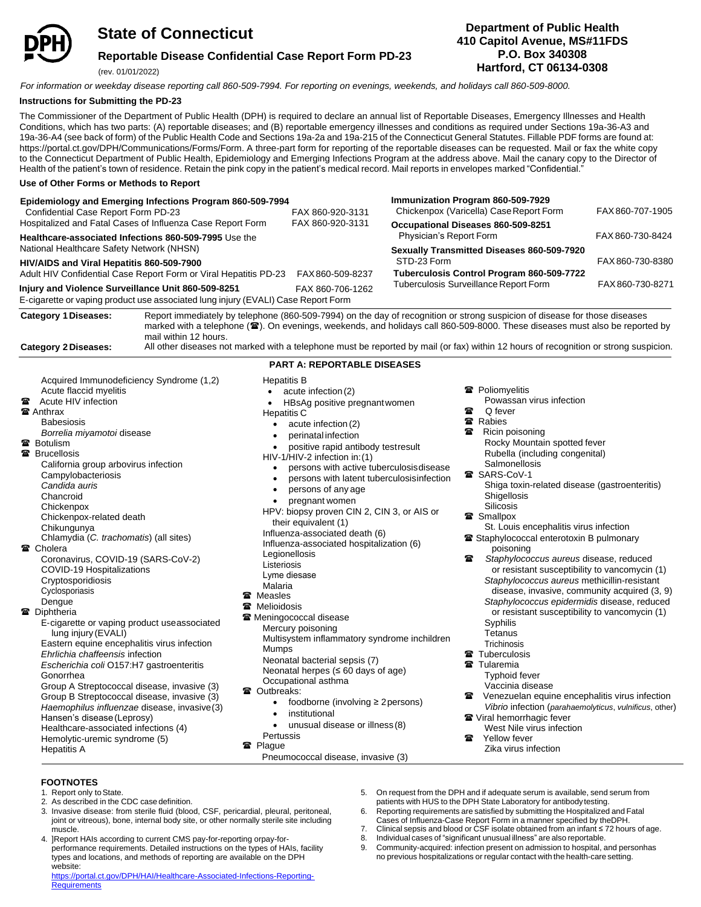# State of Connecticut

## Reportable Disease Confidential Case Report Form PD-23

(rev. 01/01/2022)

**Department of Public Health**
**410 Capitol Avenue, MS#11FDS**
**P.O. Box 340308**
**Hartford, CT 06134-0308**

*For information or weekday disease reporting call 860-509-7994. For reporting on evenings, weekends, and holidays call 860-509-8000.*

### Instructions for Submitting the PD-23

The Commissioner of the Department of Public Health (DPH) is required to declare an annual list of Reportable Diseases, Emergency Illnesses and Health Conditions, which has two parts: (A) reportable diseases; and (B) reportable emergency illnesses and conditions as required under Sections 19a-36-A3 and 19a-36-A4 (see back of form) of the Public Health Code and Sections 19a-2a and 19a-215 of the Connecticut General Statutes. Fillable PDF forms are found at: https://portal.ct.gov/DPH/Communications/Forms/Form. A three-part form for reporting of the reportable diseases can be requested. Mail or fax the white copy to the Connecticut Department of Public Health, Epidemiology and Emerging Infections Program at the address above. Mail the canary copy to the Director of Health of the patient's town of residence. Retain the pink copy in the patient's medical record. Mail reports in envelopes marked "Confidential."

### Use of Other Forms or Methods to Report

**Epidemiology and Emerging Infections Program 860-509-7994**
Confidential Case Report Form PD-23 — FAX 860-920-3131
Hospitalized and Fatal Cases of Influenza Case Report Form — FAX 860-920-3131

**Healthcare-associated Infections 860-509-7995** Use the National Healthcare Safety Network (NHSN)

**HIV/AIDS and Viral Hepatitis 860-509-7900**
Adult HIV Confidential Case Report Form or Viral Hepatitis PD-23 — FAX 860-509-8237

**Injury and Violence Surveillance Unit 860-509-8251** — FAX 860-706-1262
E-cigarette or vaping product use associated lung injury (EVALI) Case Report Form

**Immunization Program 860-509-7929**
Chickenpox (Varicella) Case Report Form — FAX 860-707-1905

**Occupational Diseases 860-509-8251**
Physician's Report Form — FAX 860-730-8424

**Sexually Transmitted Diseases 860-509-7920**
STD-23 Form — FAX 860-730-8380

**Tuberculosis Control Program 860-509-7722**
Tuberculosis Surveillance Report Form — FAX 860-730-8271

**Category 1 Diseases:** Report immediately by telephone (860-509-7994) on the day of recognition or strong suspicion of disease for those diseases marked with a telephone (☎). On evenings, weekends, and holidays call 860-509-8000. These diseases must also be reported by mail within 12 hours.

**Category 2 Diseases:** All other diseases not marked with a telephone must be reported by mail (or fax) within 12 hours of recognition or strong suspicion.

## PART A: REPORTABLE DISEASES

- Acquired Immunodeficiency Syndrome (1,2)
- Acute flaccid myelitis
- ☎ Acute HIV infection
- ☎ Anthrax
- Babesiosis
- *Borrelia miyamotoi* disease
- ☎ Botulism
- ☎ Brucellosis
- California group arbovirus infection
- Campylobacteriosis
- *Candida auris*
- Chancroid
- Chickenpox
- Chickenpox-related death
- Chikungunya
- Chlamydia (*C. trachomatis*) (all sites)
- ☎ Cholera
- Coronavirus, COVID-19 (SARS-CoV-2)
- COVID-19 Hospitalizations
- Cryptosporidiosis
- Cyclosporiasis
- Dengue
- ☎ Diphtheria
- E-cigarette or vaping product use associated lung injury (EVALI)
- Eastern equine encephalitis virus infection
- *Ehrlichia chaffeensis* infection
- *Escherichia coli* O157:H7 gastroenteritis
- Gonorrhea
- Group A Streptococcal disease, invasive (3)
- Group B Streptococcal disease, invasive (3)
- *Haemophilus influenzae* disease, invasive (3)
- Hansen's disease (Leprosy)
- Healthcare-associated infections (4)
- Hemolytic-uremic syndrome (5)
- Hepatitis A
- Hepatitis B
  - acute infection (2)
  - HBsAg positive pregnant women
- Hepatitis C
  - acute infection (2)
  - perinatal infection
  - positive rapid antibody test result
- HIV-1/HIV-2 infection in: (1)
  - persons with active tuberculosis disease
  - persons with latent tuberculosis infection
  - persons of any age
  - pregnant women
- HPV: biopsy proven CIN 2, CIN 3, or AIS or their equivalent (1)
- Influenza-associated death (6)
- Influenza-associated hospitalization (6)
- Legionellosis
- Listeriosis
- Lyme disease
- Malaria
- ☎ Measles
- ☎ Melioidosis
- ☎ Meningococcal disease
- Mercury poisoning
- Multisystem inflammatory syndrome in children
- Mumps
- Neonatal bacterial sepsis (7)
- Neonatal herpes (≤ 60 days of age)
- Occupational asthma
- ☎ Outbreaks:
  - foodborne (involving ≥ 2 persons)
  - institutional
  - unusual disease or illness (8)
- Pertussis
- ☎ Plague
- Pneumococcal disease, invasive (3)
- ☎ Poliomyelitis
- Powassan virus infection
- ☎ Q fever
- ☎ Rabies
- ☎ Ricin poisoning
- Rocky Mountain spotted fever
- Rubella (including congenital)
- Salmonellosis
- ☎ SARS-CoV-1
- Shiga toxin-related disease (gastroenteritis)
- Shigellosis
- Silicosis
- ☎ Smallpox
- St. Louis encephalitis virus infection
- ☎ Staphylococcal enterotoxin B pulmonary poisoning
- ☎ *Staphylococcus aureus* disease, reduced or resistant susceptibility to vancomycin (1)
- *Staphylococcus aureus* methicillin-resistant disease, invasive, community acquired (3, 9)
- *Staphylococcus epidermidis* disease, reduced or resistant susceptibility to vancomycin (1)
- Syphilis
- Tetanus
- Trichinosis
- ☎ Tuberculosis
- ☎ Tularemia
- Typhoid fever
- Vaccinia disease
- ☎ Venezuelan equine encephalitis virus infection
- *Vibrio* infection (*parahaemolyticus*, *vulnificus*, other)
- ☎ Viral hemorrhagic fever
- West Nile virus infection
- ☎ Yellow fever
- Zika virus infection

### FOOTNOTES

1. Report only to State.
2. As described in the CDC case definition.
3. Invasive disease: from sterile fluid (blood, CSF, pericardial, pleural, peritoneal, joint or vitreous), bone, internal body site, or other normally sterile site including muscle.
4. ]Report HAIs according to current CMS pay-for-reporting orpay-for-performance requirements. Detailed instructions on the types of HAIs, facility types and locations, and methods of reporting are available on the DPH website: [https://portal.ct.gov/DPH/HAI/Healthcare-Associated-Infections-Reporting-Requirements](https://portal.ct.gov/DPH/HAI/Healthcare-Associated-Infections-Reporting-Requirements)
5. On request from the DPH and if adequate serum is available, send serum from patients with HUS to the DPH State Laboratory for antibody testing.
6. Reporting requirements are satisfied by submitting the Hospitalized and Fatal Cases of Influenza-Case Report Form in a manner specified by the DPH.
7. Clinical sepsis and blood or CSF isolate obtained from an infant ≤ 72 hours of age.
8. Individual cases of "significant unusual illness" are also reportable.
9. Community-acquired: infection present on admission to hospital, and person has no previous hospitalizations or regular contact with the health-care setting.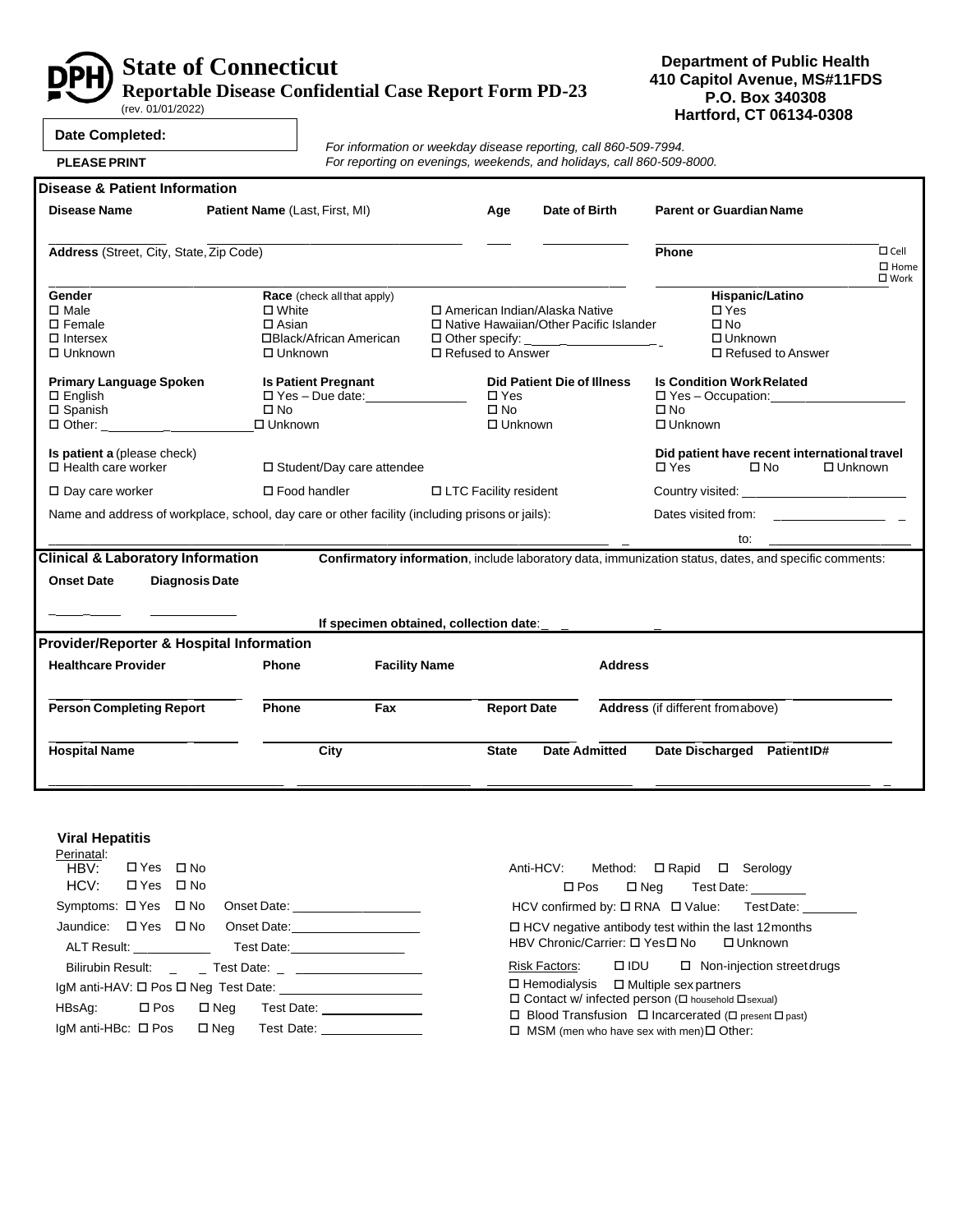# State of Connecticut

## Reportable Disease Confidential Case Report Form PD-23

(rev. 01/01/2022)

**Department of Public Health**
**410 Capitol Avenue, MS#11FDS**
**P.O. Box 340308**
**Hartford, CT 06134-0308**

**Date Completed:**

**PLEASE PRINT**

*For information or weekday disease reporting, call 860-509-7994.*
*For reporting on evenings, weekends, and holidays, call 860-509-8000.*

### Disease & Patient Information

**Disease Name** ______ **Patient Name** (Last, First, MI) ______ **Age** ___ **Date of Birth** ______ **Parent or Guardian Name** ______

**Address** (Street, City, State, Zip Code) ______

**Phone** ______ ☐ Cell ☐ Home ☐ Work

**Gender**
☐ Male
☐ Female
☐ Intersex
☐ Unknown

**Race** (check all that apply)
☐ White
☐ Asian
☐ Black/African American
☐ Unknown
☐ American Indian/Alaska Native
☐ Native Hawaiian/Other Pacific Islander
☐ Other specify: ______
☐ Refused to Answer

**Hispanic/Latino**
☐ Yes
☐ No
☐ Unknown
☐ Refused to Answer

**Primary Language Spoken**
☐ English
☐ Spanish
☐ Other: ______

**Is Patient Pregnant**
☐ Yes – Due date: ______
☐ No
☐ Unknown

**Did Patient Die of Illness**
☐ Yes
☐ No
☐ Unknown

**Is Condition Work Related**
☐ Yes – Occupation: ______
☐ No
☐ Unknown

**Is patient a** (please check)
☐ Health care worker
☐ Student/Day care attendee
☐ Day care worker
☐ Food handler
☐ LTC Facility resident

Name and address of workplace, school, day care or other facility (including prisons or jails): ______

**Did patient have recent international travel**
☐ Yes ☐ No ☐ Unknown

Country visited: ______

Dates visited from: ______ to: ______

### Clinical & Laboratory Information

**Onset Date** ______ **Diagnosis Date** ______

**Confirmatory information**, include laboratory data, immunization status, dates, and specific comments:

**If specimen obtained, collection date**: ______

### Provider/Reporter & Hospital Information

**Healthcare Provider** ______ **Phone** ______ **Facility Name** ______ **Address** ______

**Person Completing Report** ______ **Phone** ______ **Fax** ______ **Report Date** ______ **Address** (if different from above) ______

**Hospital Name** ______ **City** ______ **State** ______ **Date Admitted** ______ **Date Discharged** ______ **Patient ID#** ______

### Viral Hepatitis

Perinatal:
HBV: ☐ Yes ☐ No
HCV: ☐ Yes ☐ No

Symptoms: ☐ Yes ☐ No Onset Date: ______

Jaundice: ☐ Yes ☐ No Onset Date: ______

ALT Result: ______ Test Date: ______

Bilirubin Result: ______ Test Date: ______

IgM anti-HAV: ☐ Pos ☐ Neg Test Date: ______

HBsAg: ☐ Pos ☐ Neg Test Date: ______

IgM anti-HBc: ☐ Pos ☐ Neg Test Date: ______

Anti-HCV: Method: ☐ Rapid ☐ Serology
☐ Pos ☐ Neg Test Date: ______

HCV confirmed by: ☐ RNA ☐ Value: Test Date: ______

☐ HCV negative antibody test within the last 12 months

HBV Chronic/Carrier: ☐ Yes ☐ No ☐ Unknown

Risk Factors: ☐ IDU ☐ Non-injection street drugs
☐ Hemodialysis ☐ Multiple sex partners
☐ Contact w/ infected person (☐ household ☐ sexual)
☐ Blood Transfusion ☐ Incarcerated (☐ present ☐ past)
☐ MSM (men who have sex with men) ☐ Other: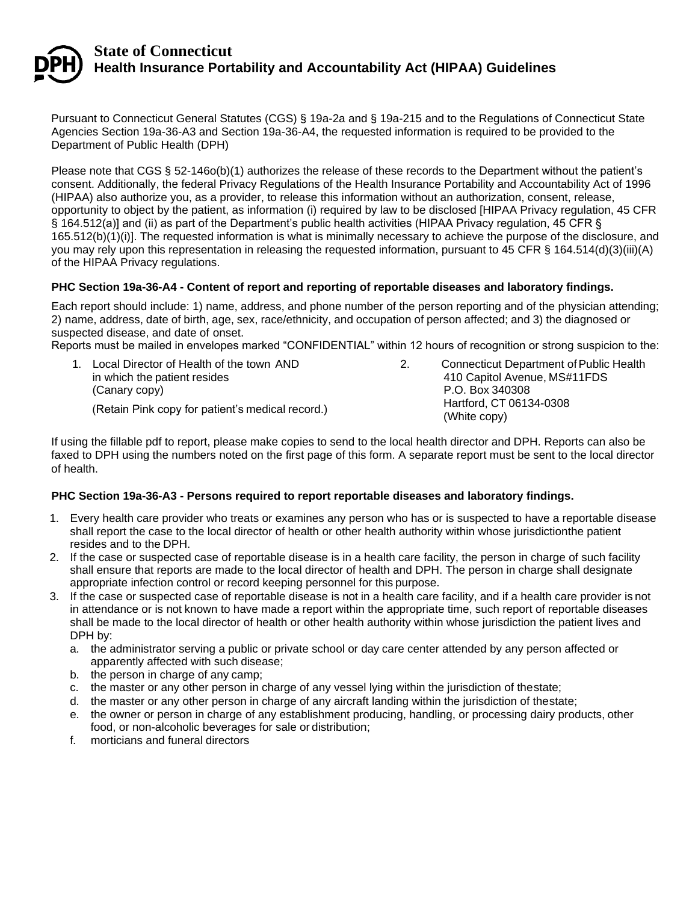# State of Connecticut
## Health Insurance Portability and Accountability Act (HIPAA) Guidelines

Pursuant to Connecticut General Statutes (CGS) § 19a-2a and § 19a-215 and to the Regulations of Connecticut State Agencies Section 19a-36-A3 and Section 19a-36-A4, the requested information is required to be provided to the Department of Public Health (DPH)

Please note that CGS § 52-146o(b)(1) authorizes the release of these records to the Department without the patient's consent. Additionally, the federal Privacy Regulations of the Health Insurance Portability and Accountability Act of 1996 (HIPAA) also authorize you, as a provider, to release this information without an authorization, consent, release, opportunity to object by the patient, as information (i) required by law to be disclosed [HIPAA Privacy regulation, 45 CFR § 164.512(a)] and (ii) as part of the Department's public health activities (HIPAA Privacy regulation, 45 CFR § 165.512(b)(1)(i)]. The requested information is what is minimally necessary to achieve the purpose of the disclosure, and you may rely upon this representation in releasing the requested information, pursuant to 45 CFR § 164.514(d)(3)(iii)(A) of the HIPAA Privacy regulations.

### PHC Section 19a-36-A4 - Content of report and reporting of reportable diseases and laboratory findings.

Each report should include: 1) name, address, and phone number of the person reporting and of the physician attending; 2) name, address, date of birth, age, sex, race/ethnicity, and occupation of person affected; and 3) the diagnosed or suspected disease, and date of onset.
Reports must be mailed in envelopes marked "CONFIDENTIAL" within 12 hours of recognition or strong suspicion to the:

1. Local Director of Health of the town AND in which the patient resides
   (Canary copy)

   (Retain Pink copy for patient's medical record.)

2. Connecticut Department of Public Health
   410 Capitol Avenue, MS#11FDS
   P.O. Box 340308
   Hartford, CT 06134-0308
   (White copy)

If using the fillable pdf to report, please make copies to send to the local health director and DPH. Reports can also be faxed to DPH using the numbers noted on the first page of this form. A separate report must be sent to the local director of health.

### PHC Section 19a-36-A3 - Persons required to report reportable diseases and laboratory findings.

1. Every health care provider who treats or examines any person who has or is suspected to have a reportable disease shall report the case to the local director of health or other health authority within whose jurisdictionthe patient resides and to the DPH.
2. If the case or suspected case of reportable disease is in a health care facility, the person in charge of such facility shall ensure that reports are made to the local director of health and DPH. The person in charge shall designate appropriate infection control or record keeping personnel for this purpose.
3. If the case or suspected case of reportable disease is not in a health care facility, and if a health care provider is not in attendance or is not known to have made a report within the appropriate time, such report of reportable diseases shall be made to the local director of health or other health authority within whose jurisdiction the patient lives and DPH by:
   a. the administrator serving a public or private school or day care center attended by any person affected or apparently affected with such disease;
   b. the person in charge of any camp;
   c. the master or any other person in charge of any vessel lying within the jurisdiction of thestate;
   d. the master or any other person in charge of any aircraft landing within the jurisdiction of thestate;
   e. the owner or person in charge of any establishment producing, handling, or processing dairy products, other food, or non-alcoholic beverages for sale or distribution;
   f. morticians and funeral directors